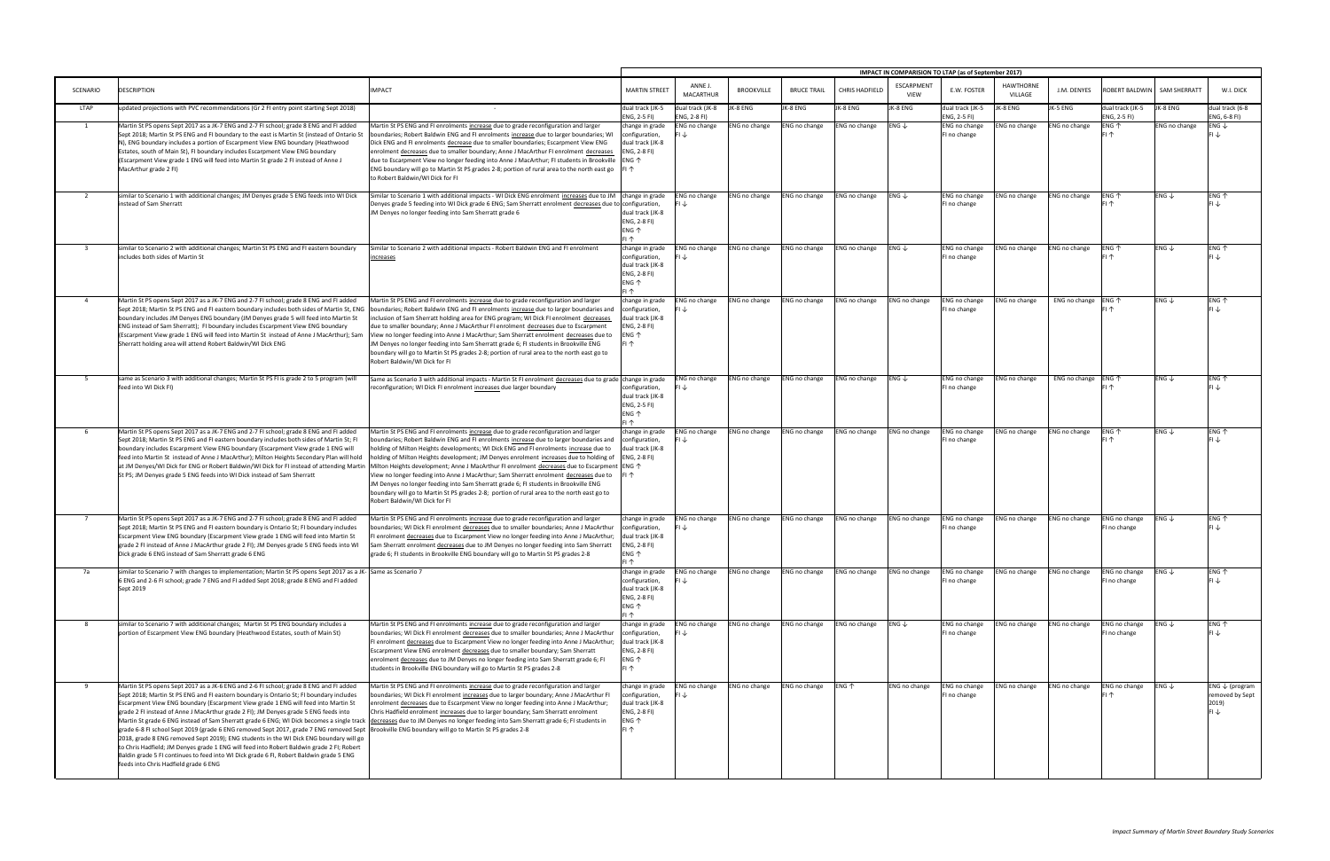| SCENARIO | DESCRIPTION | IMPACT | IMPACT IN COMPARISION TO LTAP (as of September 2017) | | | | | | | | | | | | |
|---|---|---|---|---|---|---|---|---|---|---|---|---|---|---|---|
| | | | MARTIN STREET | ANNE J. MACARTHUR | BROOKVILLE | BRUCE TRAIL | CHRIS HADFIELD | ESCARPMENT VIEW | E.W. FOSTER | HAWTHORNE VILLAGE | J.M. DENYES | ROBERT BALDWIN | SAM SHERRATT | W.I. DICK |
| LTAP | updated projections with PVC recommendations (Gr 2 FI entry point starting Sept 2018) | - | dual track (JK-5 ENG, 2-5 FI) | dual track (JK-8 ENG, 2-8 FI) | JK-8 ENG | JK-8 ENG | JK-8 ENG | JK-8 ENG | dual track (JK-5 ENG, 2-5 FI) | JK-8 ENG | JK-5 ENG | dual track (JK-5 ENG, 2-5 FI) | JK-8 ENG | dual track (6-8 ENG, 6-8 FI) |
| 1 | Martin St PS opens Sept 2017 as a JK-7 ENG and 2-7 FI school; grade 8 ENG and FI added Sept 2018; Martin St PS ENG and FI boundary to the east is Martin St (instead of Ontario St N), ENG boundary includes a portion of Escarpment View ENG boundary (Heathwood Estates, south of Main St), FI boundary includes Escarpment View ENG boundary (Escarpment View grade 1 ENG will feed into Martin St grade 2 FI instead of Anne J MacArthur grade 2 FI) | Martin St PS ENG and FI enrolments increase due to grade reconfiguration and larger boundaries; Robert Baldwin ENG and FI enrolments increase due to larger boundaries; WI Dick ENG and FI enrolments decrease due to smaller boundaries; Escarpment View ENG enrolment decreases due to smaller boundary; Anne J MacArthur FI enrolment decreases due to Escarpment View no longer feeding into Anne J MacArthur; FI students in Brookville ENG boundary will go to Martin St PS grades 2-8; portion of rural area to the north east go to Robert Baldwin/WI Dick for FI | change in grade configuration, dual track (JK-8 ENG, 2-8 FI) ENG ↑ FI ↑ | ENG no change FI ↓ | ENG no change | ENG no change | ENG no change | ENG ↓ | ENG no change FI no change | ENG no change | ENG no change | ENG ↑ FI ↑ | ENG no change | ENG ↓ FI ↓ |
| 2 | similar to Scenario 1 with additional changes; JM Denyes grade 5 ENG feeds into WI Dick instead of Sam Sherratt | Similar to Scenario 1 with additional impacts - WI Dick ENG enrolment increases due to JM Denyes grade 5 feeding into WI Dick grade 6 ENG; Sam Sherratt enrolment decreases due to JM Denyes no longer feeding into Sam Sherratt grade 6 | change in grade configuration, dual track (JK-8 ENG, 2-8 FI) ENG ↑ FI ↑ | ENG no change FI ↓ | ENG no change | ENG no change | ENG no change | ENG ↓ | ENG no change FI no change | ENG no change | ENG no change | ENG ↑ FI ↑ | ENG ↓ | ENG ↑ FI ↓ |
| 3 | similar to Scenario 2 with additional changes; Martin St PS ENG and FI eastern boundary includes both sides of Martin St | Similar to Scenario 2 with additional impacts - Robert Baldwin ENG and FI enrolment increases | change in grade configuration, dual track (JK-8 ENG, 2-8 FI) ENG ↑ FI ↑ | ENG no change FI ↓ | ENG no change | ENG no change | ENG no change | ENG ↓ | ENG no change FI no change | ENG no change | ENG no change | ENG ↑ FI ↑ | ENG ↓ | ENG ↑ FI ↓ |
| 4 | Martin St PS opens Sept 2017 as a JK-7 ENG and 2-7 FI school; grade 8 ENG and FI added Sept 2018; Martin St PS ENG and FI eastern boundary includes both sides of Martin St, ENG boundary includes JM Denyes ENG boundary (JM Denyes grade 5 will feed into Martin St ENG instead of Sam Sherratt); FI boundary includes Escarpment View ENG boundary (Escarpment View grade 1 ENG will feed into Martin St instead of Anne J MacArthur); Sam Sherratt holding area will attend Robert Baldwin/WI Dick ENG | Martin St PS ENG and FI enrolments increase due to grade reconfiguration and larger boundaries; Robert Baldwin ENG and FI enrolments increase due to larger boundaries and inclusion of Sam Sherratt holding area for ENG program; WI Dick FI enrolment decreases due to smaller boundary; Anne J MacArthur FI enrolment decreases due to Escarpment View no longer feeding into Anne J MacArthur; Sam Sherratt enrolment decreases due to JM Denyes no longer feeding into Sam Sherratt grade 6; FI students in Brookville ENG boundary will go to Martin St PS grades 2-8; portion of rural area to the north east go to Robert Baldwin/WI Dick for FI | change in grade configuration, dual track (JK-8 ENG, 2-8 FI) ENG ↑ FI ↑ | ENG no change FI ↓ | ENG no change | ENG no change | ENG no change | ENG no change | ENG no change FI no change | ENG no change | ENG no change | ENG ↑ FI ↑ | ENG ↓ | ENG ↑ FI ↓ |
| 5 | same as Scenario 3 with additional changes; Martin St PS FI is grade 2 to 5 program (will feed into WI Dick FI) | Same as Scenario 3 with additional impacts - Martin St FI enrolment decreases due to grade reconfiguration; WI Dick FI enrolment increases due larger boundary | change in grade configuration, dual track (JK-8 ENG, 2-5 FI) ENG ↑ FI ↑ | ENG no change FI ↓ | ENG no change | ENG no change | ENG no change | ENG ↓ | ENG no change FI no change | ENG no change | ENG no change | ENG ↑ FI ↑ | ENG ↓ | ENG ↑ FI ↓ |
| 6 | Martin St PS opens Sept 2017 as a JK-7 ENG and 2-7 FI school; grade 8 ENG and FI added Sept 2018; Martin St PS ENG and FI eastern boundary includes both sides of Martin St; FI boundary includes Escarpment View ENG boundary (Escarpment View grade 1 ENG will feed into Martin St instead of Anne J MacArthur); Milton Heights Secondary Plan will hold at JM Denyes/WI Dick for ENG or Robert Baldwin/WI Dick for FI instead of attending Martin St PS; JM Denyes grade 5 ENG feeds into WI Dick instead of Sam Sherratt | Martin St PS ENG and FI enrolments increase due to grade reconfiguration and larger boundaries; Robert Baldwin ENG and FI enrolments increase due to larger boundaries and holding of Milton Heights developments; WI Dick ENG and FI enrolments increase due to holding of Milton Heights development; JM Denyes enrolment increases due to holding of Milton Heights development; Anne J MacArthur FI enrolment decreases due to Escarpment View no longer feeding into Anne J MacArthur; Sam Sherratt enrolment decreases due to JM Denyes no longer feeding into Sam Sherratt grade 6; FI students in Brookville ENG boundary will go to Martin St PS grades 2-8; portion of rural area to the north east go to Robert Baldwin/WI Dick for FI | change in grade configuration, dual track (JK-8 ENG, 2-8 FI) ENG ↑ FI ↑ | ENG no change FI ↓ | ENG no change | ENG no change | ENG no change | ENG no change | ENG no change FI no change | ENG no change | ENG no change | ENG ↑ FI ↑ | ENG ↓ | ENG ↑ FI ↓ |
| 7 | Martin St PS opens Sept 2017 as a JK-7 ENG and 2-7 FI school; grade 8 ENG and FI added Sept 2018; Martin St PS ENG and FI eastern boundary is Ontario St; FI boundary includes Escarpment View ENG boundary (Escarpment View grade 1 ENG will feed into Martin St grade 2 FI instead of Anne J MacArthur grade 2 FI); JM Denyes grade 5 ENG feeds into WI Dick grade 6 ENG instead of Sam Sherratt grade 6 ENG | Martin St PS ENG and FI enrolments increase due to grade reconfiguration and larger boundaries; WI Dick FI enrolment decreases due to smaller boundaries; Anne J MacArthur FI enrolment decreases due to Escarpment View no longer feeding into Anne J MacArthur; Sam Sherratt enrolment decreases due to JM Denyes no longer feeding into Sam Sherratt grade 6; FI students in Brookville ENG boundary will go to Martin St PS grades 2-8 | change in grade configuration, dual track (JK-8 ENG, 2-8 FI) ENG ↑ FI ↑ | ENG no change FI ↓ | ENG no change | ENG no change | ENG no change | ENG no change | ENG no change FI no change | ENG no change | ENG no change | ENG no change FI no change | ENG ↓ | ENG ↑ FI ↓ |
| 7a | similar to Scenario 7 with changes to implementation; Martin St PS opens Sept 2017 as a JK-6 ENG and 2-6 FI school; grade 7 ENG and FI added Sept 2018; grade 8 ENG and FI added Sept 2019 | Same as Scenario 7 | change in grade configuration, dual track (JK-8 ENG, 2-8 FI) ENG ↑ FI ↑ | ENG no change FI ↓ | ENG no change | ENG no change | ENG no change | ENG no change | ENG no change FI no change | ENG no change | ENG no change | ENG no change FI no change | ENG ↓ | ENG ↑ FI ↓ |
| 8 | similar to Scenario 7 with additional changes; Martin St PS ENG boundary includes a portion of Escarpment View ENG boundary (Heathwood Estates, south of Main St) | Martin St PS ENG and FI enrolments increase due to grade reconfiguration and larger boundaries; WI Dick FI enrolment decreases due to smaller boundaries; Anne J MacArthur FI enrolment decreases due to Escarpment View no longer feeding into Anne J MacArthur; Escarpment View ENG enrolment decreases due to smaller boundary; Sam Sherratt enrolment decreases due to JM Denyes no longer feeding into Sam Sherratt grade 6; FI students in Brookville ENG boundary will go to Martin St PS grades 2-8 | change in grade configuration, dual track (JK-8 ENG, 2-8 FI) ENG ↑ FI ↑ | ENG no change FI ↓ | ENG no change | ENG no change | ENG no change | ENG ↓ | ENG no change FI no change | ENG no change | ENG no change | ENG no change FI no change | ENG ↓ | ENG ↑ FI ↓ |
| 9 | Martin St PS opens Sept 2017 as a JK-6 ENG and 2-6 FI school; grade 8 ENG and FI added Sept 2018; Martin St PS ENG and FI eastern boundary is Ontario St; FI boundary includes Escarpment View ENG boundary (Escarpment View grade 1 ENG will feed into Martin St grade 2 FI instead of Anne J MacArthur grade 2 FI); JM Denyes grade 5 ENG feeds into Martin St grade 6 ENG instead of Sam Sherratt grade 6 ENG; WI Dick becomes a single track grade 6-8 FI school Sept 2019 (grade 6 ENG removed Sept 2017, grade 7 ENG removed Sept 2018, grade 8 ENG removed Sept 2019); ENG students in the WI Dick ENG boundary will go to Chris Hadfield; JM Denyes grade 1 ENG will feed into Robert Baldwin grade 2 FI; Robert Baldin grade 5 FI continues to feed into WI Dick grade 6 FI, Robert Baldwin grade 5 ENG feeds into Chris Hadfield grade 6 ENG | Martin St PS ENG and FI enrolments increase due to grade reconfiguration and larger boundaries; WI Dick FI enrolment increases due to larger boundary; Anne J MacArthur FI enrolment decreases due to Escarpment View no longer feeding into Anne J MacArthur; Chris Hadfield enrolment increases due to larger boundary; Sam Sherratt enrolment decreases due to JM Denyes no longer feeding into Sam Sherratt grade 6; FI students in Brookville ENG boundary will go to Martin St PS grades 2-8 | change in grade configuration, dual track (JK-8 ENG, 2-8 FI) ENG ↑ FI ↑ | ENG no change FI ↓ | ENG no change | ENG no change | ENG ↑ | ENG no change | ENG no change FI no change | ENG no change | ENG no change | ENG no change FI ↑ | ENG ↓ | ENG ↓ (program removed by Sept 2019) FI ↓ |

*Impact Summary of Martin Street Boundary Study Scenarios*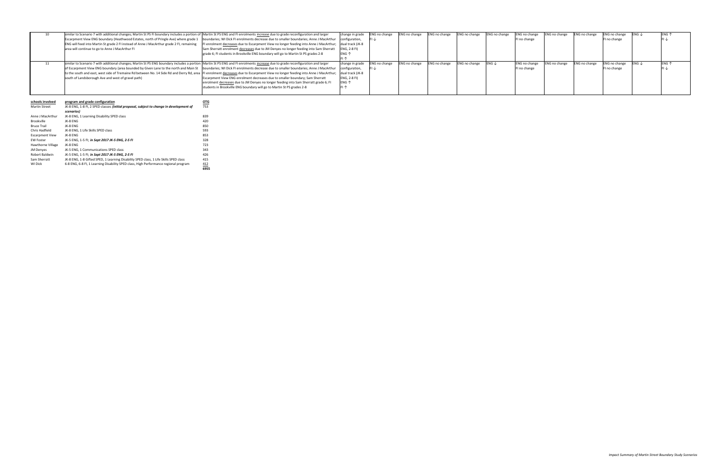| | | | | | | | | | | | | | | |
|---|---|---|---|---|---|---|---|---|---|---|---|---|---|---|
| 10 | similar to Scenario 7 with additional changes; Martin St PS FI boundary includes a portion of Escarpment View ENG boundary (Heathwood Estates, north of Pringle Ave) where grade 1 ENG will feed into Martin St grade 2 FI instead of Anne J MacArthur grade 2 FI, remaining area will continue to go to Anne J MacArthur FI | Martin St PS ENG and FI enrolments <u>increase</u> due to grade reconfiguration and larger boundaries; WI Dick FI enrolments decrease due to smaller boundaries; Anne J MacArthur FI enrolment <u>decreases</u> due to Escarpment View no longer feeding into Anne J MacArthur; Sam Sherratt enrolment <u>decreases</u> due to JM Denyes no longer feeding into Sam Sherratt grade 6; FI students in Brookville ENG boundary will go to Martin St PS grades 2-8 | change in grade configuration, dual track (JK-8 ENG, 2-8 FI) ENG ↑ FI ↑ | ENG no change FI ↓ | ENG no change | ENG no change | ENG no change | ENG no change | ENG no change FI no change | ENG no change | ENG no change | ENG no change FI no change | ENG ↓ | ENG ↑ FI ↓ |
| 11 | similar to Scenario 7 with additional changes; Martin St PS ENG boundary includes a portion of Escarpment View ENG boundary (area bounded by Given Lane to the north and Main St to the south and east, west side of Tremaine Rd between No. 14 Side Rd and Derry Rd, area south of Landsborough Ave and west of gravel path) | Martin St PS ENG and FI enrolments <u>increase</u> due to grade reconfiguration and larger boundaries; WI Dick FI enrolments decrease due to smaller boundaries; Anne J MacArthur FI enrolment <u>decreases</u> due to Escarpment View no longer feeding into Anne J MacArthur; Escarpment View ENG enrolment decreases due to smaller boundary; Sam Sherratt enrolment <u>decreases</u> due to JM Denyes no longer feeding into Sam Sherratt grade 6; FI students in Brookville ENG boundary will go to Martin St PS grades 2-8 | change in grade configuration, dual track (JK-8 ENG, 2-8 FI) ENG ↑ FI ↑ | ENG no change FI ↓ | ENG no change | ENG no change | ENG no change | ENG ↓ | ENG no change FI no change | ENG no change | ENG no change | ENG no change FI no change | ENG ↓ | ENG ↑ FI ↓ |

| <u>schools involved</u> | <u>program and grade configuration</u> | <u>OTG</u> |
|---|---|---|
| Martin Street | JK-8 ENG, 1-8 FI, 2 SPED classes ***(initial proposal, subject to change in development of scenarios)*** | 753 |
| Anne J MacArthur | JK-8 ENG, 1 Learning Disability SPED class | 839 |
| Brookville | JK-8 ENG | 420 |
| Bruce Trail | JK-8 ENG | 850 |
| Chris Hadfield | JK-8 ENG, 1 Life Skills SPED class | 593 |
| Escarpment View | JK-8 ENG | 853 |
| EW Foster | JK-5 ENG, 1-5 FI; ***in Sept 2017 JK-5 ENG, 2-5 FI*** | 328 |
| Hawthorne Village | JK-8 ENG | 723 |
| JM Denyes | JK-5 ENG, 1 Communications SPED class | 343 |
| Robert Baldwin | JK-5 ENG, 1-5 FI; ***in Sept 2017 JK-5 ENG, 2-5 FI*** | 426 |
| Sam Sherratt | JK-8 ENG, 1-8 Gifted SPED, 1 Learning Disability SPED class, 1 Life Skills SPED class | 415 |
| WI Dick | 6-8 ENG, 6-8 FI, 1 Learning Disability SPED class, High Performance regional program | <u>412</u> |
| | | **6955** |